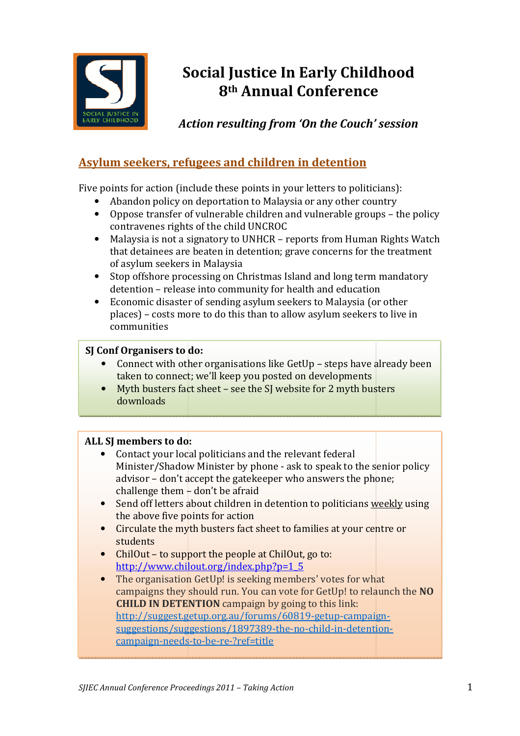# Social Justice In Early Childhood 8th Annual Conference

*Action resulting from 'On the Couch' session*

## Asylum seekers, refugees and children in detention

Five points for action (include these points in your letters to politicians):

- Abandon policy on deportation to Malaysia or any other country
- Oppose transfer of vulnerable children and vulnerable groups – the policy contravenes rights of the child UNCROC
- Malaysia is not a signatory to UNHCR – reports from Human Rights Watch that detainees are beaten in detention; grave concerns for the treatment of asylum seekers in Malaysia
- Stop offshore processing on Christmas Island and long term mandatory detention – release into community for health and education
- Economic disaster of sending asylum seekers to Malaysia (or other places) – costs more to do this than to allow asylum seekers to live in communities

**SJ Conf Organisers to do:**

- Connect with other organisations like GetUp – steps have already been taken to connect; we'll keep you posted on developments
- Myth busters fact sheet – see the SJ website for 2 myth busters downloads

**ALL SJ members to do:**

- Contact your local politicians and the relevant federal Minister/Shadow Minister by phone - ask to speak to the senior policy advisor – don't accept the gatekeeper who answers the phone; challenge them – don't be afraid
- Send off letters about children in detention to politicians <u>weekly</u> using the above five points for action
- Circulate the myth busters fact sheet to families at your centre or students
- ChilOut – to support the people at ChilOut, go to: [http://www.chilout.org/index.php?p=1_5](http://www.chilout.org/index.php?p=1_5)
- The organisation GetUp! is seeking members' votes for what campaigns they should run. You can vote for GetUp! to relaunch the **NO CHILD IN DETENTION** campaign by going to this link: [http://suggest.getup.org.au/forums/60819-getup-campaign-suggestions/suggestions/1897389-the-no-child-in-detention-campaign-needs-to-be-re-?ref=title](http://suggest.getup.org.au/forums/60819-getup-campaign-suggestions/suggestions/1897389-the-no-child-in-detention-campaign-needs-to-be-re-?ref=title)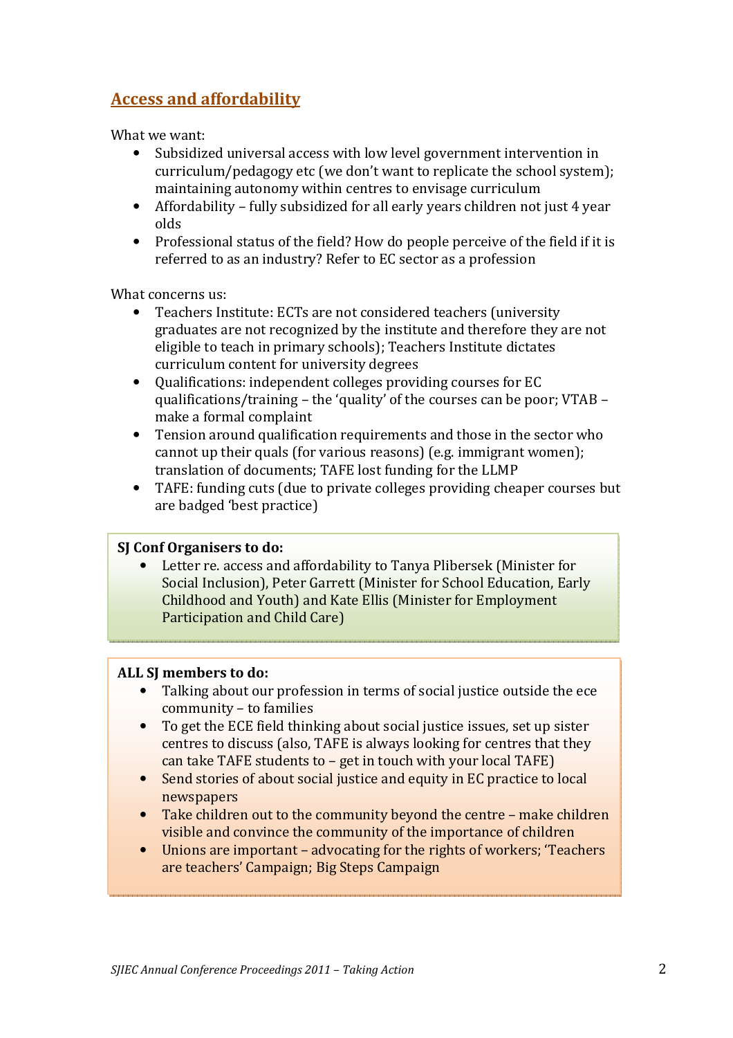## Access and affordability

What we want:

- Subsidized universal access with low level government intervention in curriculum/pedagogy etc (we don't want to replicate the school system); maintaining autonomy within centres to envisage curriculum
- Affordability – fully subsidized for all early years children not just 4 year olds
- Professional status of the field? How do people perceive of the field if it is referred to as an industry? Refer to EC sector as a profession

What concerns us:

- Teachers Institute: ECTs are not considered teachers (university graduates are not recognized by the institute and therefore they are not eligible to teach in primary schools); Teachers Institute dictates curriculum content for university degrees
- Qualifications: independent colleges providing courses for EC qualifications/training – the 'quality' of the courses can be poor; VTAB – make a formal complaint
- Tension around qualification requirements and those in the sector who cannot up their quals (for various reasons) (e.g. immigrant women); translation of documents; TAFE lost funding for the LLMP
- TAFE: funding cuts (due to private colleges providing cheaper courses but are badged 'best practice)

**SJ Conf Organisers to do:**

- Letter re. access and affordability to Tanya Plibersek (Minister for Social Inclusion), Peter Garrett (Minister for School Education, Early Childhood and Youth) and Kate Ellis (Minister for Employment Participation and Child Care)

**ALL SJ members to do:**

- Talking about our profession in terms of social justice outside the ece community – to families
- To get the ECE field thinking about social justice issues, set up sister centres to discuss (also, TAFE is always looking for centres that they can take TAFE students to – get in touch with your local TAFE)
- Send stories of about social justice and equity in EC practice to local newspapers
- Take children out to the community beyond the centre – make children visible and convince the community of the importance of children
- Unions are important – advocating for the rights of workers; 'Teachers are teachers' Campaign; Big Steps Campaign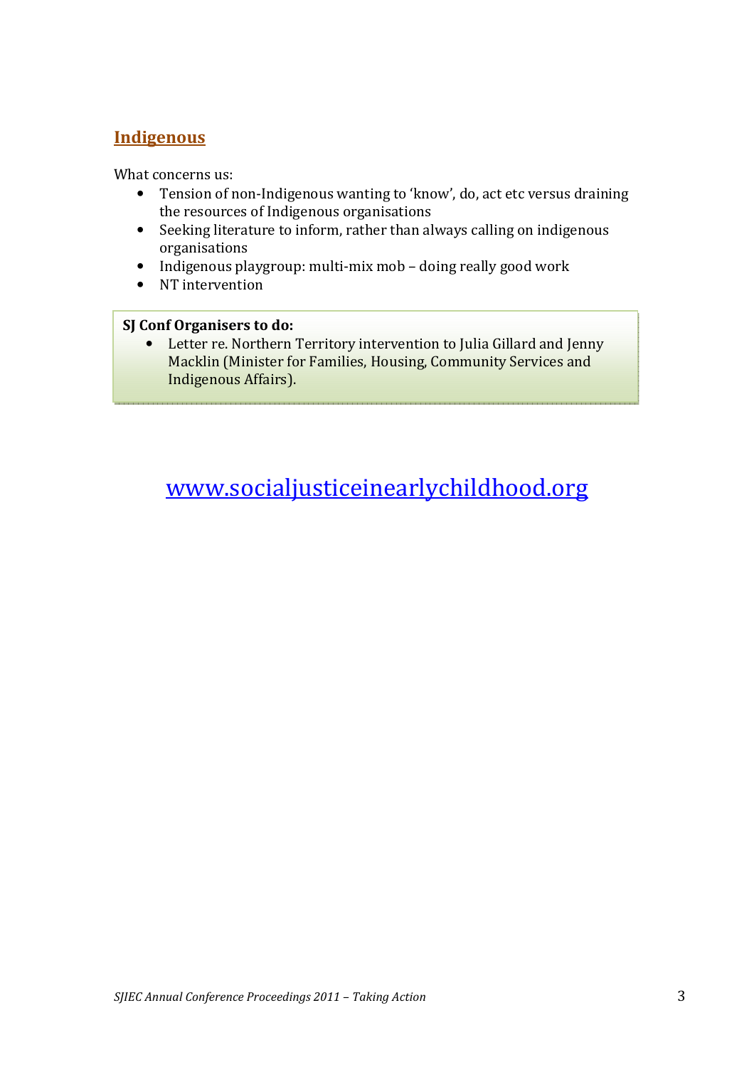## Indigenous

What concerns us:

- Tension of non-Indigenous wanting to 'know', do, act etc versus draining the resources of Indigenous organisations
- Seeking literature to inform, rather than always calling on indigenous organisations
- Indigenous playgroup: multi-mix mob – doing really good work
- NT intervention

**SJ Conf Organisers to do:**

- Letter re. Northern Territory intervention to Julia Gillard and Jenny Macklin (Minister for Families, Housing, Community Services and Indigenous Affairs).

www.socialjusticeinearlychildhood.org